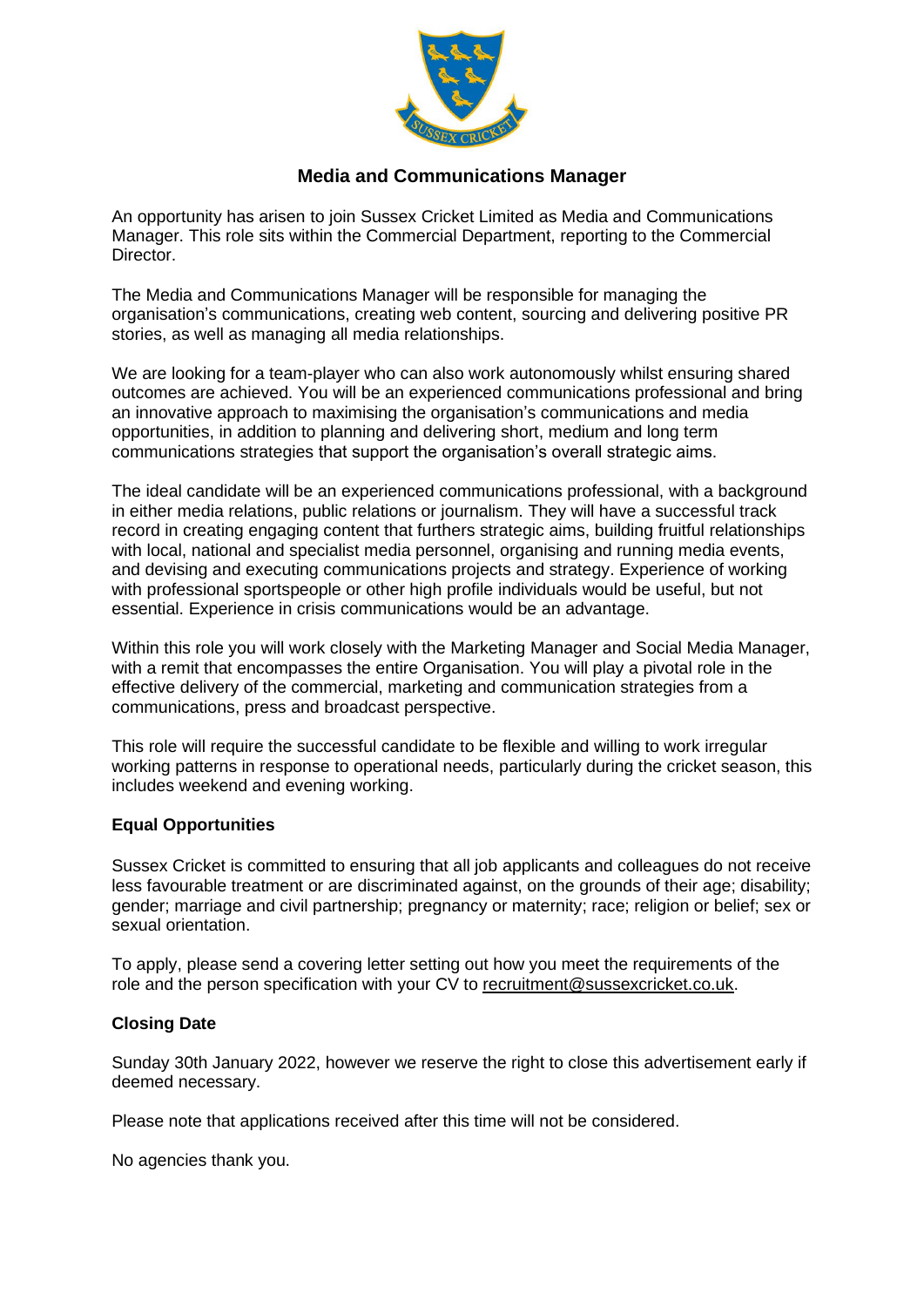# Media and Communications Manager

An opportunity has arisen to join Sussex Cricket Limited as Media and Communications Manager. This role sits within the Commercial Department, reporting to the Commercial Director.

The Media and Communications Manager will be responsible for managing the organisation's communications, creating web content, sourcing and delivering positive PR stories, as well as managing all media relationships.

We are looking for a team-player who can also work autonomously whilst ensuring shared outcomes are achieved. You will be an experienced communications professional and bring an innovative approach to maximising the organisation's communications and media opportunities, in addition to planning and delivering short, medium and long term communications strategies that support the organisation's overall strategic aims.

The ideal candidate will be an experienced communications professional, with a background in either media relations, public relations or journalism. They will have a successful track record in creating engaging content that furthers strategic aims, building fruitful relationships with local, national and specialist media personnel, organising and running media events, and devising and executing communications projects and strategy. Experience of working with professional sportspeople or other high profile individuals would be useful, but not essential. Experience in crisis communications would be an advantage.

Within this role you will work closely with the Marketing Manager and Social Media Manager, with a remit that encompasses the entire Organisation. You will play a pivotal role in the effective delivery of the commercial, marketing and communication strategies from a communications, press and broadcast perspective.

This role will require the successful candidate to be flexible and willing to work irregular working patterns in response to operational needs, particularly during the cricket season, this includes weekend and evening working.

## Equal Opportunities

Sussex Cricket is committed to ensuring that all job applicants and colleagues do not receive less favourable treatment or are discriminated against, on the grounds of their age; disability; gender; marriage and civil partnership; pregnancy or maternity; race; religion or belief; sex or sexual orientation.

To apply, please send a covering letter setting out how you meet the requirements of the role and the person specification with your CV to recruitment@sussexcricket.co.uk.

## Closing Date

Sunday 30th January 2022, however we reserve the right to close this advertisement early if deemed necessary.

Please note that applications received after this time will not be considered.

No agencies thank you.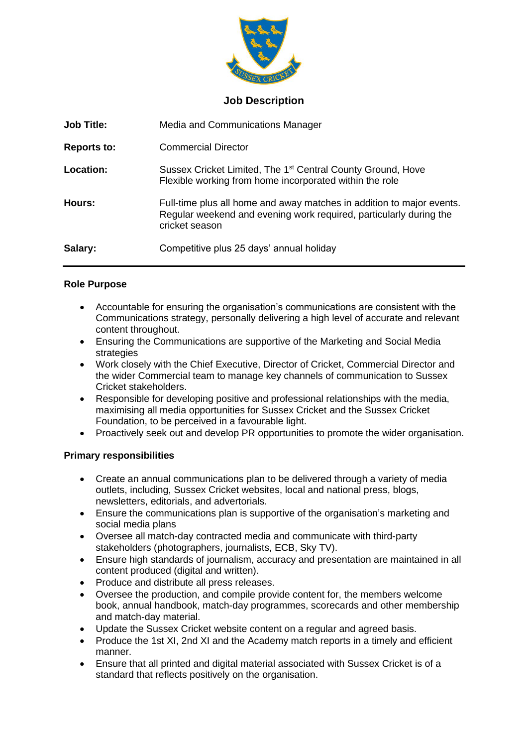# Job Description

| | |
|---|---|
| **Job Title:** | Media and Communications Manager |
| **Reports to:** | Commercial Director |
| **Location:** | Sussex Cricket Limited, The 1st Central County Ground, Hove<br>Flexible working from home incorporated within the role |
| **Hours:** | Full-time plus all home and away matches in addition to major events. Regular weekend and evening work required, particularly during the cricket season |
| **Salary:** | Competitive plus 25 days' annual holiday |

---

## Role Purpose

- Accountable for ensuring the organisation's communications are consistent with the Communications strategy, personally delivering a high level of accurate and relevant content throughout.
- Ensuring the Communications are supportive of the Marketing and Social Media strategies
- Work closely with the Chief Executive, Director of Cricket, Commercial Director and the wider Commercial team to manage key channels of communication to Sussex Cricket stakeholders.
- Responsible for developing positive and professional relationships with the media, maximising all media opportunities for Sussex Cricket and the Sussex Cricket Foundation, to be perceived in a favourable light.
- Proactively seek out and develop PR opportunities to promote the wider organisation.

## Primary responsibilities

- Create an annual communications plan to be delivered through a variety of media outlets, including, Sussex Cricket websites, local and national press, blogs, newsletters, editorials, and advertorials.
- Ensure the communications plan is supportive of the organisation's marketing and social media plans
- Oversee all match-day contracted media and communicate with third-party stakeholders (photographers, journalists, ECB, Sky TV).
- Ensure high standards of journalism, accuracy and presentation are maintained in all content produced (digital and written).
- Produce and distribute all press releases.
- Oversee the production, and compile provide content for, the members welcome book, annual handbook, match-day programmes, scorecards and other membership and match-day material.
- Update the Sussex Cricket website content on a regular and agreed basis.
- Produce the 1st XI, 2nd XI and the Academy match reports in a timely and efficient manner.
- Ensure that all printed and digital material associated with Sussex Cricket is of a standard that reflects positively on the organisation.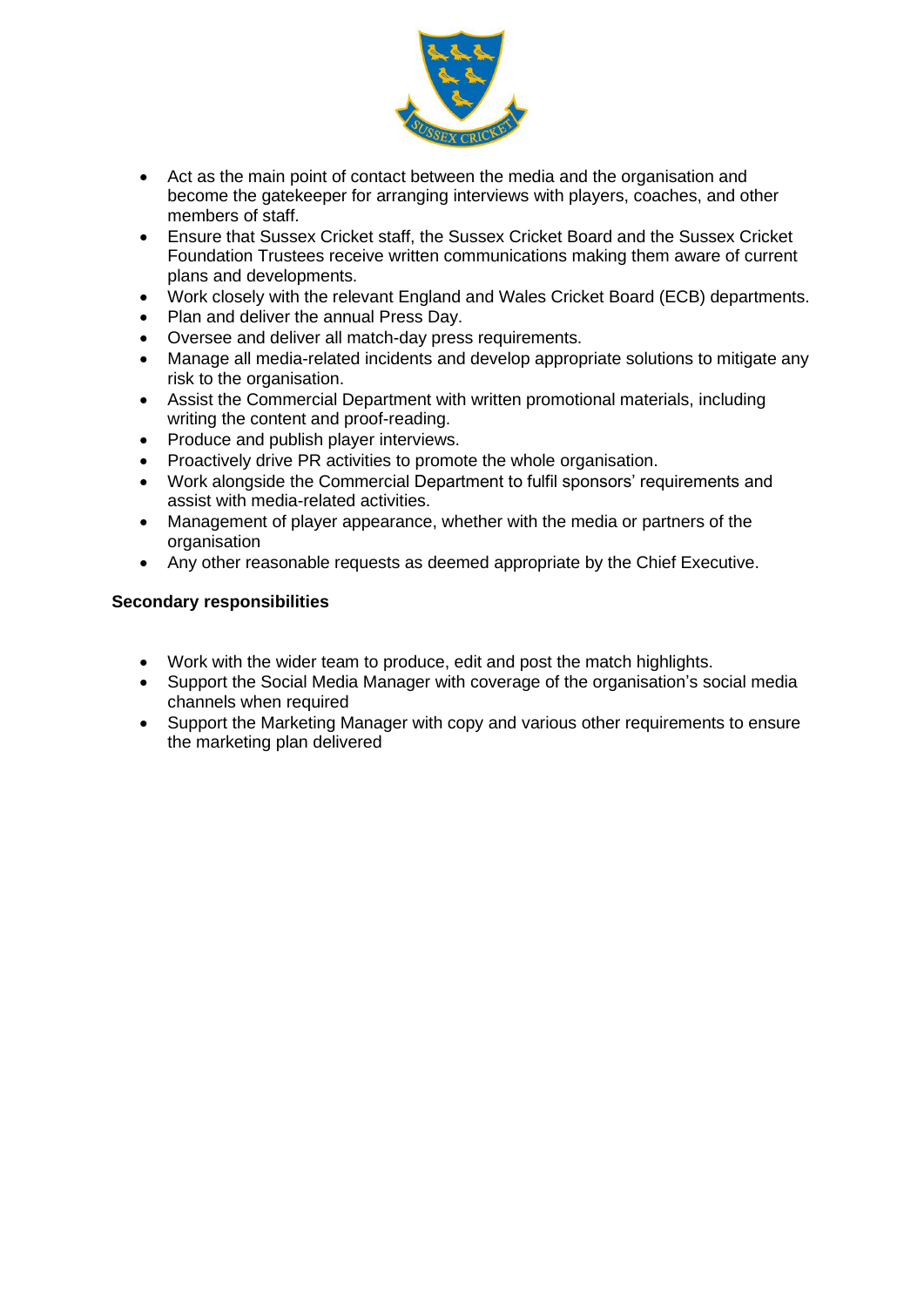- Act as the main point of contact between the media and the organisation and become the gatekeeper for arranging interviews with players, coaches, and other members of staff.
- Ensure that Sussex Cricket staff, the Sussex Cricket Board and the Sussex Cricket Foundation Trustees receive written communications making them aware of current plans and developments.
- Work closely with the relevant England and Wales Cricket Board (ECB) departments.
- Plan and deliver the annual Press Day.
- Oversee and deliver all match-day press requirements.
- Manage all media-related incidents and develop appropriate solutions to mitigate any risk to the organisation.
- Assist the Commercial Department with written promotional materials, including writing the content and proof-reading.
- Produce and publish player interviews.
- Proactively drive PR activities to promote the whole organisation.
- Work alongside the Commercial Department to fulfil sponsors' requirements and assist with media-related activities.
- Management of player appearance, whether with the media or partners of the organisation
- Any other reasonable requests as deemed appropriate by the Chief Executive.

**Secondary responsibilities**

- Work with the wider team to produce, edit and post the match highlights.
- Support the Social Media Manager with coverage of the organisation's social media channels when required
- Support the Marketing Manager with copy and various other requirements to ensure the marketing plan delivered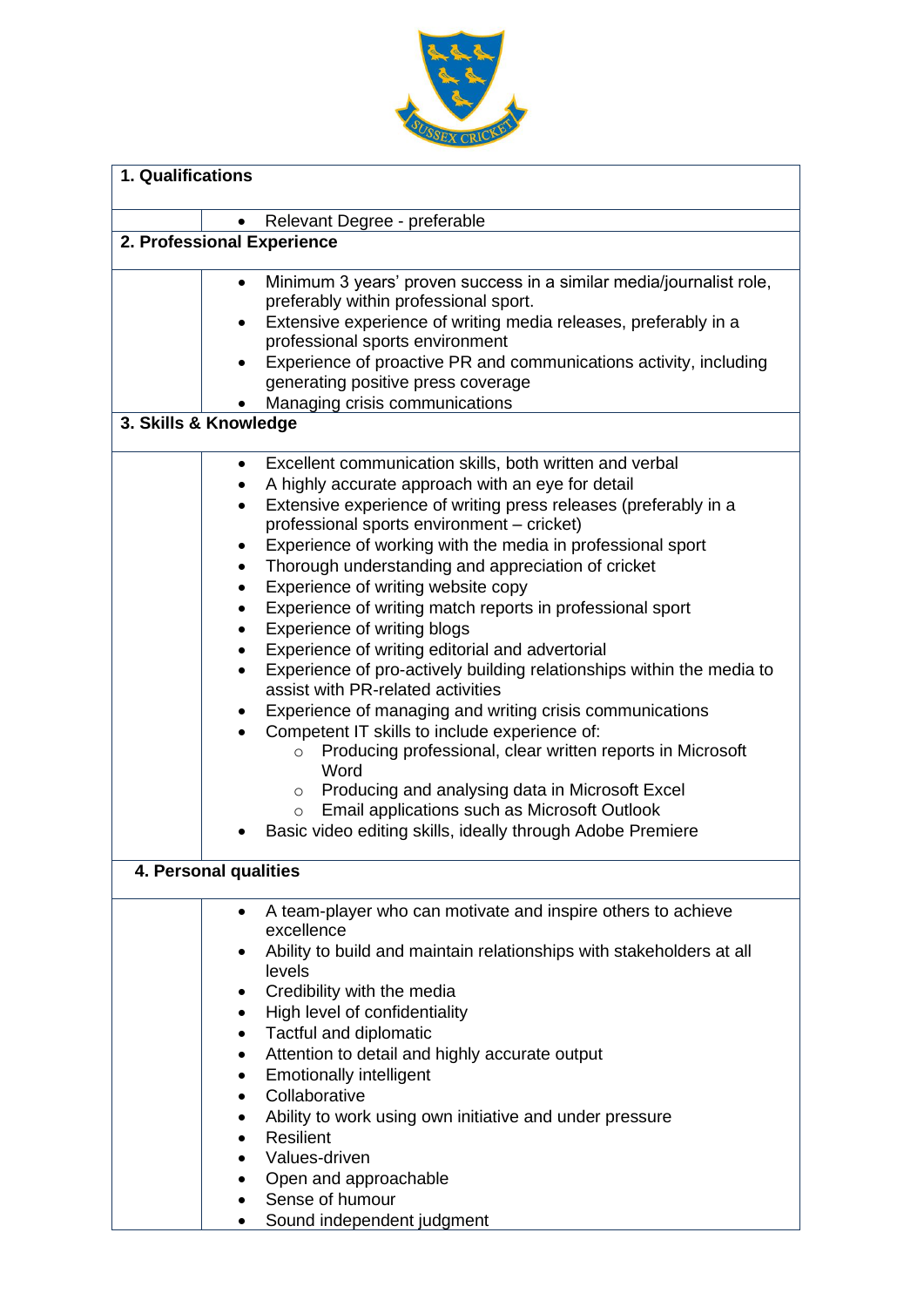## 1. Qualifications

- Relevant Degree - preferable

## 2. Professional Experience

- Minimum 3 years' proven success in a similar media/journalist role, preferably within professional sport.
- Extensive experience of writing media releases, preferably in a professional sports environment
- Experience of proactive PR and communications activity, including generating positive press coverage
- Managing crisis communications

## 3. Skills & Knowledge

- Excellent communication skills, both written and verbal
- A highly accurate approach with an eye for detail
- Extensive experience of writing press releases (preferably in a professional sports environment – cricket)
- Experience of working with the media in professional sport
- Thorough understanding and appreciation of cricket
- Experience of writing website copy
- Experience of writing match reports in professional sport
- Experience of writing blogs
- Experience of writing editorial and advertorial
- Experience of pro-actively building relationships within the media to assist with PR-related activities
- Experience of managing and writing crisis communications
- Competent IT skills to include experience of:
  - Producing professional, clear written reports in Microsoft Word
  - Producing and analysing data in Microsoft Excel
  - Email applications such as Microsoft Outlook
- Basic video editing skills, ideally through Adobe Premiere

## 4. Personal qualities

- A team-player who can motivate and inspire others to achieve excellence
- Ability to build and maintain relationships with stakeholders at all levels
- Credibility with the media
- High level of confidentiality
- Tactful and diplomatic
- Attention to detail and highly accurate output
- Emotionally intelligent
- Collaborative
- Ability to work using own initiative and under pressure
- Resilient
- Values-driven
- Open and approachable
- Sense of humour
- Sound independent judgment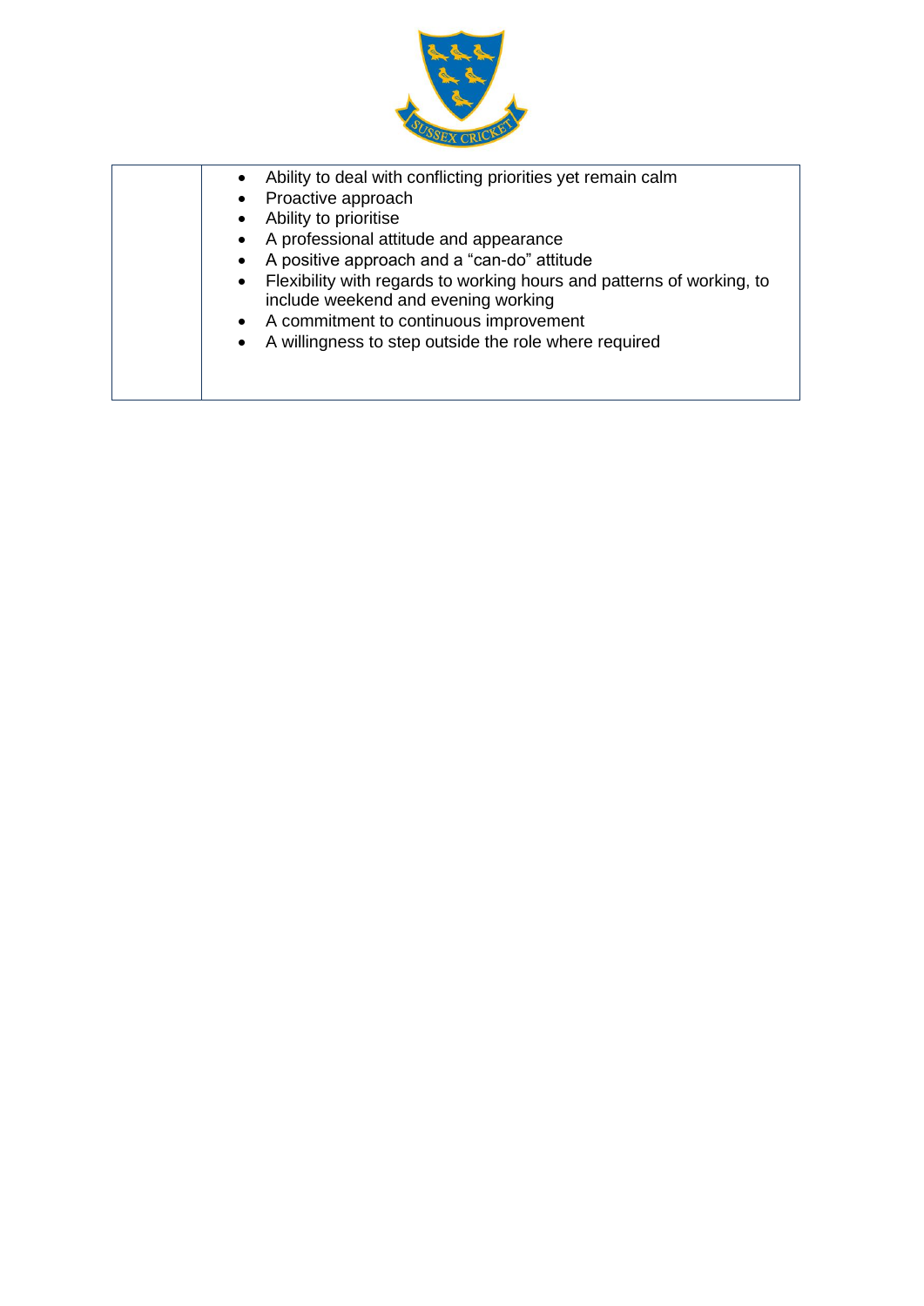| | |
|---|---|
| | • Ability to deal with conflicting priorities yet remain calm<br>• Proactive approach<br>• Ability to prioritise<br>• A professional attitude and appearance<br>• A positive approach and a "can-do" attitude<br>• Flexibility with regards to working hours and patterns of working, to include weekend and evening working<br>• A commitment to continuous improvement<br>• A willingness to step outside the role where required |